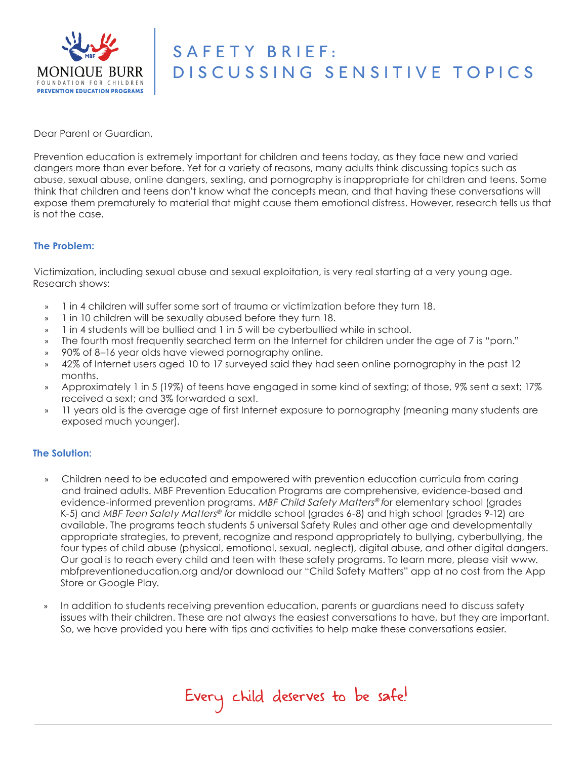MONIQUE BURR
FOUNDATION FOR CHILDREN
PREVENTION EDUCATION PROGRAMS

# SAFETY BRIEF: DISCUSSING SENSITIVE TOPICS

Dear Parent or Guardian,

Prevention education is extremely important for children and teens today, as they face new and varied dangers more than ever before. Yet for a variety of reasons, many adults think discussing topics such as abuse, sexual abuse, online dangers, sexting, and pornography is inappropriate for children and teens. Some think that children and teens don't know what the concepts mean, and that having these conversations will expose them prematurely to material that might cause them emotional distress. However, research tells us that is not the case.

## The Problem:

Victimization, including sexual abuse and sexual exploitation, is very real starting at a very young age. Research shows:

- 1 in 4 children will suffer some sort of trauma or victimization before they turn 18.
- 1 in 10 children will be sexually abused before they turn 18.
- 1 in 4 students will be bullied and 1 in 5 will be cyberbullied while in school.
- The fourth most frequently searched term on the Internet for children under the age of 7 is "porn."
- 90% of 8–16 year olds have viewed pornography online.
- 42% of Internet users aged 10 to 17 surveyed said they had seen online pornography in the past 12 months.
- Approximately 1 in 5 (19%) of teens have engaged in some kind of sexting; of those, 9% sent a sext; 17% received a sext; and 3% forwarded a sext.
- 11 years old is the average age of first Internet exposure to pornography (meaning many students are exposed much younger).

## The Solution:

- Children need to be educated and empowered with prevention education curricula from caring and trained adults. MBF Prevention Education Programs are comprehensive, evidence-based and evidence-informed prevention programs. *MBF Child Safety Matters®* for elementary school (grades K-5) and *MBF Teen Safety Matters®* for middle school (grades 6-8) and high school (grades 9-12) are available. The programs teach students 5 universal Safety Rules and other age and developmentally appropriate strategies, to prevent, recognize and respond appropriately to bullying, cyberbullying, the four types of child abuse (physical, emotional, sexual, neglect), digital abuse, and other digital dangers. Our goal is to reach every child and teen with these safety programs. To learn more, please visit www.mbfpreventioneducation.org and/or download our "Child Safety Matters" app at no cost from the App Store or Google Play.
- In addition to students receiving prevention education, parents or guardians need to discuss safety issues with their children. These are not always the easiest conversations to have, but they are important. So, we have provided you here with tips and activities to help make these conversations easier.

Every child deserves to be safe!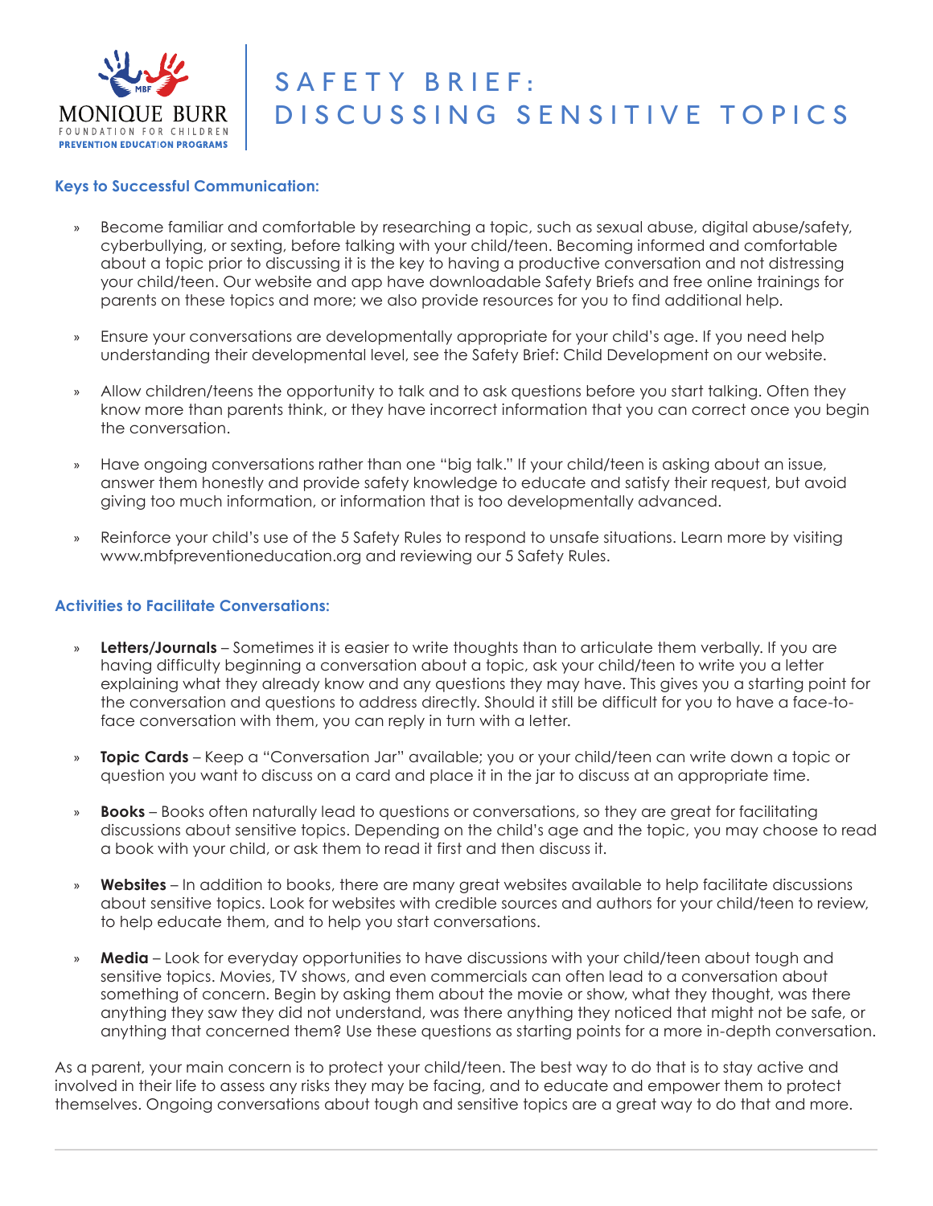MONIQUE BURR
FOUNDATION FOR CHILDREN
PREVENTION EDUCATION PROGRAMS

# SAFETY BRIEF: DISCUSSING SENSITIVE TOPICS

### Keys to Successful Communication:

» Become familiar and comfortable by researching a topic, such as sexual abuse, digital abuse/safety, cyberbullying, or sexting, before talking with your child/teen. Becoming informed and comfortable about a topic prior to discussing it is the key to having a productive conversation and not distressing your child/teen. Our website and app have downloadable Safety Briefs and free online trainings for parents on these topics and more; we also provide resources for you to find additional help.

» Ensure your conversations are developmentally appropriate for your child's age. If you need help understanding their developmental level, see the Safety Brief: Child Development on our website.

» Allow children/teens the opportunity to talk and to ask questions before you start talking. Often they know more than parents think, or they have incorrect information that you can correct once you begin the conversation.

» Have ongoing conversations rather than one "big talk." If your child/teen is asking about an issue, answer them honestly and provide safety knowledge to educate and satisfy their request, but avoid giving too much information, or information that is too developmentally advanced.

» Reinforce your child's use of the 5 Safety Rules to respond to unsafe situations. Learn more by visiting www.mbfpreventioneducation.org and reviewing our 5 Safety Rules.

### Activities to Facilitate Conversations:

» **Letters/Journals** – Sometimes it is easier to write thoughts than to articulate them verbally. If you are having difficulty beginning a conversation about a topic, ask your child/teen to write you a letter explaining what they already know and any questions they may have. This gives you a starting point for the conversation and questions to address directly. Should it still be difficult for you to have a face-to-face conversation with them, you can reply in turn with a letter.

» **Topic Cards** – Keep a "Conversation Jar" available; you or your child/teen can write down a topic or question you want to discuss on a card and place it in the jar to discuss at an appropriate time.

» **Books** – Books often naturally lead to questions or conversations, so they are great for facilitating discussions about sensitive topics. Depending on the child's age and the topic, you may choose to read a book with your child, or ask them to read it first and then discuss it.

» **Websites** – In addition to books, there are many great websites available to help facilitate discussions about sensitive topics. Look for websites with credible sources and authors for your child/teen to review, to help educate them, and to help you start conversations.

» **Media** – Look for everyday opportunities to have discussions with your child/teen about tough and sensitive topics. Movies, TV shows, and even commercials can often lead to a conversation about something of concern. Begin by asking them about the movie or show, what they thought, was there anything they saw they did not understand, was there anything they noticed that might not be safe, or anything that concerned them? Use these questions as starting points for a more in-depth conversation.

As a parent, your main concern is to protect your child/teen. The best way to do that is to stay active and involved in their life to assess any risks they may be facing, and to educate and empower them to protect themselves. Ongoing conversations about tough and sensitive topics are a great way to do that and more.